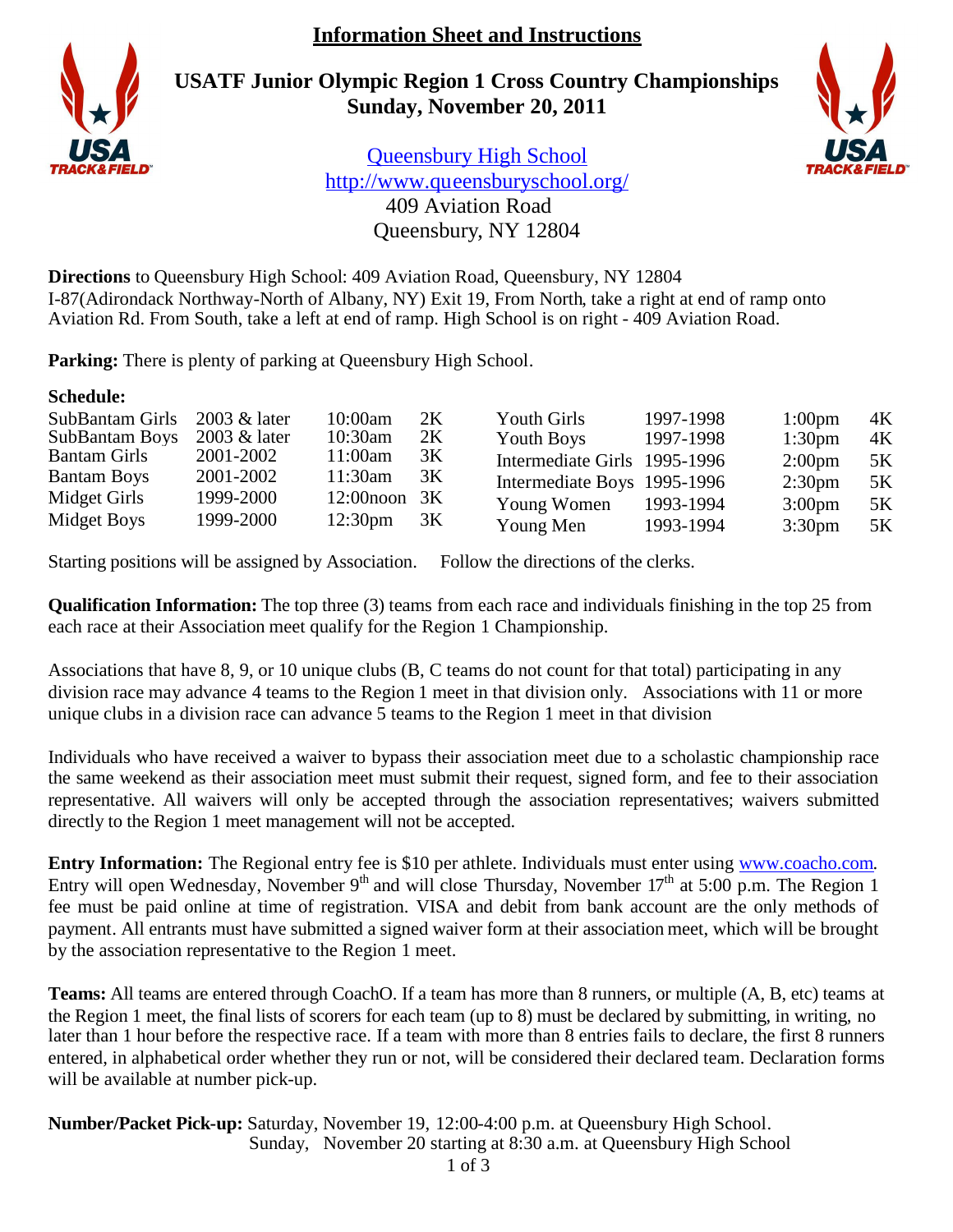# Information Sheet and Instructions

## USATF Junior Olympic Region 1 Cross Country Championships
## Sunday, November 20, 2011

Queensbury High School
http://www.queensburyschool.org/
409 Aviation Road
Queensbury, NY 12804

**Directions** to Queensbury High School: 409 Aviation Road, Queensbury, NY 12804
I-87(Adirondack Northway-North of Albany, NY) Exit 19, From North, take a right at end of ramp onto Aviation Rd. From South, take a left at end of ramp. High School is on right - 409 Aviation Road.

**Parking:** There is plenty of parking at Queensbury High School.

**Schedule:**

| Division | Birth Years | Time | Distance |
|---|---|---|---|
| SubBantam Girls | 2003 & later | 10:00am | 2K |
| SubBantam Boys | 2003 & later | 10:30am | 2K |
| Bantam Girls | 2001-2002 | 11:00am | 3K |
| Bantam Boys | 2001-2002 | 11:30am | 3K |
| Midget Girls | 1999-2000 | 12:00noon | 3K |
| Midget Boys | 1999-2000 | 12:30pm | 3K |
| Youth Girls | 1997-1998 | 1:00pm | 4K |
| Youth Boys | 1997-1998 | 1:30pm | 4K |
| Intermediate Girls | 1995-1996 | 2:00pm | 5K |
| Intermediate Boys | 1995-1996 | 2:30pm | 5K |
| Young Women | 1993-1994 | 3:00pm | 5K |
| Young Men | 1993-1994 | 3:30pm | 5K |

Starting positions will be assigned by Association. Follow the directions of the clerks.

**Qualification Information:** The top three (3) teams from each race and individuals finishing in the top 25 from each race at their Association meet qualify for the Region 1 Championship.

Associations that have 8, 9, or 10 unique clubs (B, C teams do not count for that total) participating in any division race may advance 4 teams to the Region 1 meet in that division only. Associations with 11 or more unique clubs in a division race can advance 5 teams to the Region 1 meet in that division

Individuals who have received a waiver to bypass their association meet due to a scholastic championship race the same weekend as their association meet must submit their request, signed form, and fee to their association representative. All waivers will only be accepted through the association representatives; waivers submitted directly to the Region 1 meet management will not be accepted.

**Entry Information:** The Regional entry fee is $10 per athlete. Individuals must enter using www.coacho.com. Entry will open Wednesday, November 9th and will close Thursday, November 17th at 5:00 p.m. The Region 1 fee must be paid online at time of registration. VISA and debit from bank account are the only methods of payment. All entrants must have submitted a signed waiver form at their association meet, which will be brought by the association representative to the Region 1 meet.

**Teams:** All teams are entered through CoachO. If a team has more than 8 runners, or multiple (A, B, etc) teams at the Region 1 meet, the final lists of scorers for each team (up to 8) must be declared by submitting, in writing, no later than 1 hour before the respective race. If a team with more than 8 entries fails to declare, the first 8 runners entered, in alphabetical order whether they run or not, will be considered their declared team. Declaration forms will be available at number pick-up.

**Number/Packet Pick-up:** Saturday, November 19, 12:00-4:00 p.m. at Queensbury High School.
Sunday, November 20 starting at 8:30 a.m. at Queensbury High School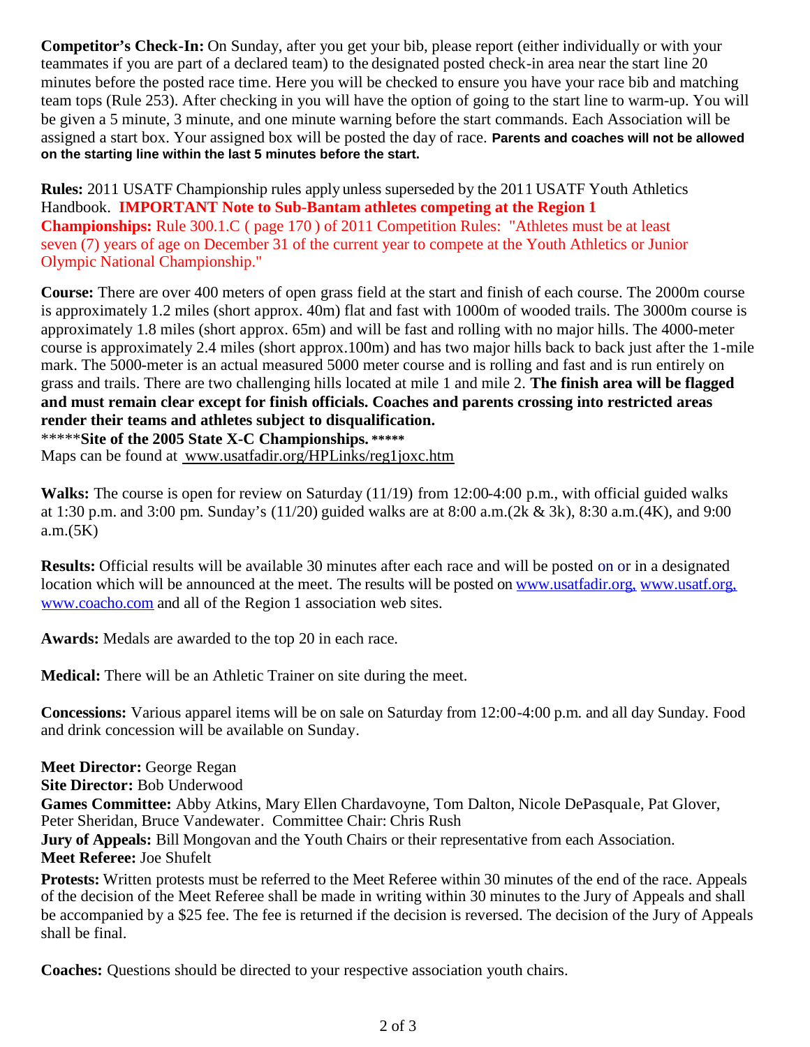**Competitor's Check-In:** On Sunday, after you get your bib, please report (either individually or with your teammates if you are part of a declared team) to the designated posted check-in area near the start line 20 minutes before the posted race time. Here you will be checked to ensure you have your race bib and matching team tops (Rule 253). After checking in you will have the option of going to the start line to warm-up. You will be given a 5 minute, 3 minute, and one minute warning before the start commands. Each Association will be assigned a start box. Your assigned box will be posted the day of race. **Parents and coaches will not be allowed on the starting line within the last 5 minutes before the start.**

**Rules:** 2011 USATF Championship rules apply unless superseded by the 2011 USATF Youth Athletics Handbook. **IMPORTANT Note to Sub-Bantam athletes competing at the Region 1 Championships:** Rule 300.1.C ( page 170 ) of 2011 Competition Rules: "Athletes must be at least seven (7) years of age on December 31 of the current year to compete at the Youth Athletics or Junior Olympic National Championship."

**Course:** There are over 400 meters of open grass field at the start and finish of each course. The 2000m course is approximately 1.2 miles (short approx. 40m) flat and fast with 1000m of wooded trails. The 3000m course is approximately 1.8 miles (short approx. 65m) and will be fast and rolling with no major hills. The 4000-meter course is approximately 2.4 miles (short approx.100m) and has two major hills back to back just after the 1-mile mark. The 5000-meter is an actual measured 5000 meter course and is rolling and fast and is run entirely on grass and trails. There are two challenging hills located at mile 1 and mile 2. **The finish area will be flagged and must remain clear except for finish officials. Coaches and parents crossing into restricted areas render their teams and athletes subject to disqualification.**

*****__Site of the 2005 State X-C Championships.__*****

Maps can be found at www.usatfadir.org/HPLinks/reg1joxc.htm

**Walks:** The course is open for review on Saturday (11/19) from 12:00-4:00 p.m., with official guided walks at 1:30 p.m. and 3:00 pm. Sunday's (11/20) guided walks are at 8:00 a.m.(2k & 3k), 8:30 a.m.(4K), and 9:00 a.m.(5K)

**Results:** Official results will be available 30 minutes after each race and will be posted on or in a designated location which will be announced at the meet. The results will be posted on www.usatfadir.org, www.usatf.org, www.coacho.com and all of the Region 1 association web sites.

**Awards:** Medals are awarded to the top 20 in each race.

**Medical:** There will be an Athletic Trainer on site during the meet.

**Concessions:** Various apparel items will be on sale on Saturday from 12:00-4:00 p.m. and all day Sunday. Food and drink concession will be available on Sunday.

**Meet Director:** George Regan
**Site Director:** Bob Underwood
**Games Committee:** Abby Atkins, Mary Ellen Chardavoyne, Tom Dalton, Nicole DePasquale, Pat Glover, Peter Sheridan, Bruce Vandewater. Committee Chair: Chris Rush
**Jury of Appeals:** Bill Mongovan and the Youth Chairs or their representative from each Association.
**Meet Referee:** Joe Shufelt

**Protests:** Written protests must be referred to the Meet Referee within 30 minutes of the end of the race. Appeals of the decision of the Meet Referee shall be made in writing within 30 minutes to the Jury of Appeals and shall be accompanied by a $25 fee. The fee is returned if the decision is reversed. The decision of the Jury of Appeals shall be final.

**Coaches:** Questions should be directed to your respective association youth chairs.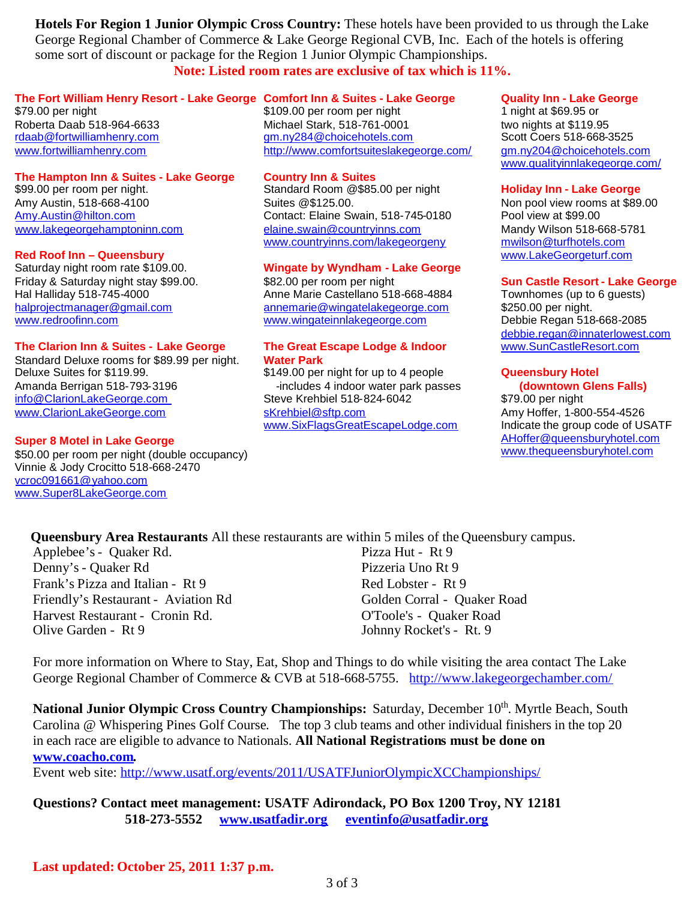**Hotels For Region 1 Junior Olympic Cross Country:** These hotels have been provided to us through the Lake George Regional Chamber of Commerce & Lake George Regional CVB, Inc. Each of the hotels is offering some sort of discount or package for the Region 1 Junior Olympic Championships.

**Note: Listed room rates are exclusive of tax which is 11%.**

**The Fort William Henry Resort - Lake George**
$79.00 per night
Roberta Daab 518-964-6633
rdaab@fortwilliamhenry.com
www.fortwilliamhenry.com

**The Hampton Inn & Suites - Lake George**
$99.00 per room per night.
Amy Austin, 518-668-4100
Amy.Austin@hilton.com
www.lakegeorgehamptoninn.com

**Red Roof Inn – Queensbury**
Saturday night room rate $109.00.
Friday & Saturday night stay $99.00.
Hal Halliday 518-745-4000
halprojectmanager@gmail.com
www.redroofinn.com

**The Clarion Inn & Suites - Lake George**
Standard Deluxe rooms for $89.99 per night.
Deluxe Suites for $119.99.
Amanda Berrigan 518-793-3196
info@ClarionLakeGeorge.com
www.ClarionLakeGeorge.com

**Super 8 Motel in Lake George**
$50.00 per room per night (double occupancy)
Vinnie & Jody Crocitto 518-668-2470
vcroc091661@yahoo.com
www.Super8LakeGeorge.com

**Comfort Inn & Suites - Lake George**
$109.00 per room per night
Michael Stark, 518-761-0001
gm.ny284@choicehotels.com
http://www.comfortsuiteslakegeorge.com/

**Country Inn & Suites**
Standard Room @$85.00 per night
Suites @$125.00.
Contact: Elaine Swain, 518-745-0180
elaine.swain@countryinns.com
www.countryinns.com/lakegeorgeny

**Wingate by Wyndham - Lake George**
$82.00 per room per night
Anne Marie Castellano 518-668-4884
annemarie@wingatelakegeorge.com
www.wingateinnlakegeorge.com

**The Great Escape Lodge & Indoor Water Park**
$149.00 per night for up to 4 people
-includes 4 indoor water park passes
Steve Krehbiel 518-824-6042
sKrehbiel@sftp.com
www.SixFlagsGreatEscapeLodge.com

**Quality Inn - Lake George**
1 night at $69.95 or
two nights at $119.95
Scott Coers 518-668-3525
gm.ny204@choicehotels.com
www.qualityinnlakegeorge.com/

**Holiday Inn - Lake George**
Non pool view rooms at $89.00
Pool view at $99.00
Mandy Wilson 518-668-5781
mwilson@turfhotels.com
www.LakeGeorgeturf.com

**Sun Castle Resort - Lake George**
Townhomes (up to 6 guests)
$250.00 per night.
Debbie Regan 518-668-2085
debbie.regan@innaterlowest.com
www.SunCastleResort.com

**Queensbury Hotel (downtown Glens Falls)**
$79.00 per night
Amy Hoffer, 1-800-554-4526
Indicate the group code of USATF
AHoffer@queensburyhotel.com
www.thequeensburyhotel.com

**Queensbury Area Restaurants** All these restaurants are within 5 miles of the Queensbury campus.

Applebee's - Quaker Rd.
Denny's - Quaker Rd
Frank's Pizza and Italian - Rt 9
Friendly's Restaurant - Aviation Rd
Harvest Restaurant - Cronin Rd.
Olive Garden - Rt 9
Pizza Hut - Rt 9
Pizzeria Uno Rt 9
Red Lobster - Rt 9
Golden Corral - Quaker Road
O'Toole's - Quaker Road
Johnny Rocket's - Rt. 9

For more information on Where to Stay, Eat, Shop and Things to do while visiting the area contact The Lake George Regional Chamber of Commerce & CVB at 518-668-5755. http://www.lakegeorgechamber.com/

**National Junior Olympic Cross Country Championships:** Saturday, December 10th. Myrtle Beach, South Carolina @ Whispering Pines Golf Course. The top 3 club teams and other individual finishers in the top 20 in each race are eligible to advance to Nationals. **All National Registrations must be done on www.coacho.com.**
Event web site: http://www.usatf.org/events/2011/USATFJuniorOlympicXCChampionships/

**Questions? Contact meet management: USATF Adirondack, PO Box 1200 Troy, NY 12181**
**518-273-5552 www.usatfadir.org eventinfo@usatfadir.org**

**Last updated: October 25, 2011 1:37 p.m.**